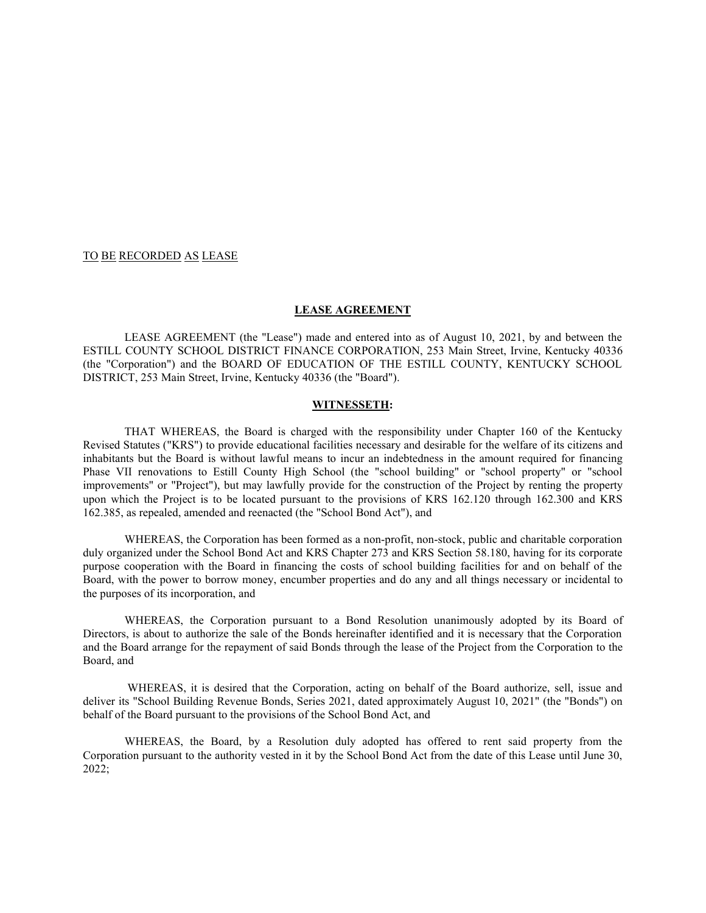TO BE RECORDED AS LEASE

## LEASE AGREEMENT

LEASE AGREEMENT (the "Lease") made and entered into as of August 10, 2021, by and between the ESTILL COUNTY SCHOOL DISTRICT FINANCE CORPORATION, 253 Main Street, Irvine, Kentucky 40336 (the "Corporation") and the BOARD OF EDUCATION OF THE ESTILL COUNTY, KENTUCKY SCHOOL DISTRICT, 253 Main Street, Irvine, Kentucky 40336 (the "Board").

## WITNESSETH:

THAT WHEREAS, the Board is charged with the responsibility under Chapter 160 of the Kentucky Revised Statutes ("KRS") to provide educational facilities necessary and desirable for the welfare of its citizens and inhabitants but the Board is without lawful means to incur an indebtedness in the amount required for financing Phase VII renovations to Estill County High School (the "school building" or "school property" or "school improvements" or "Project"), but may lawfully provide for the construction of the Project by renting the property upon which the Project is to be located pursuant to the provisions of KRS 162.120 through 162.300 and KRS 162.385, as repealed, amended and reenacted (the "School Bond Act"), and

WHEREAS, the Corporation has been formed as a non-profit, non-stock, public and charitable corporation duly organized under the School Bond Act and KRS Chapter 273 and KRS Section 58.180, having for its corporate purpose cooperation with the Board in financing the costs of school building facilities for and on behalf of the Board, with the power to borrow money, encumber properties and do any and all things necessary or incidental to the purposes of its incorporation, and

WHEREAS, the Corporation pursuant to a Bond Resolution unanimously adopted by its Board of Directors, is about to authorize the sale of the Bonds hereinafter identified and it is necessary that the Corporation and the Board arrange for the repayment of said Bonds through the lease of the Project from the Corporation to the Board, and

WHEREAS, it is desired that the Corporation, acting on behalf of the Board authorize, sell, issue and deliver its "School Building Revenue Bonds, Series 2021, dated approximately August 10, 2021" (the "Bonds") on behalf of the Board pursuant to the provisions of the School Bond Act, and

WHEREAS, the Board, by a Resolution duly adopted has offered to rent said property from the Corporation pursuant to the authority vested in it by the School Bond Act from the date of this Lease until June 30, 2022;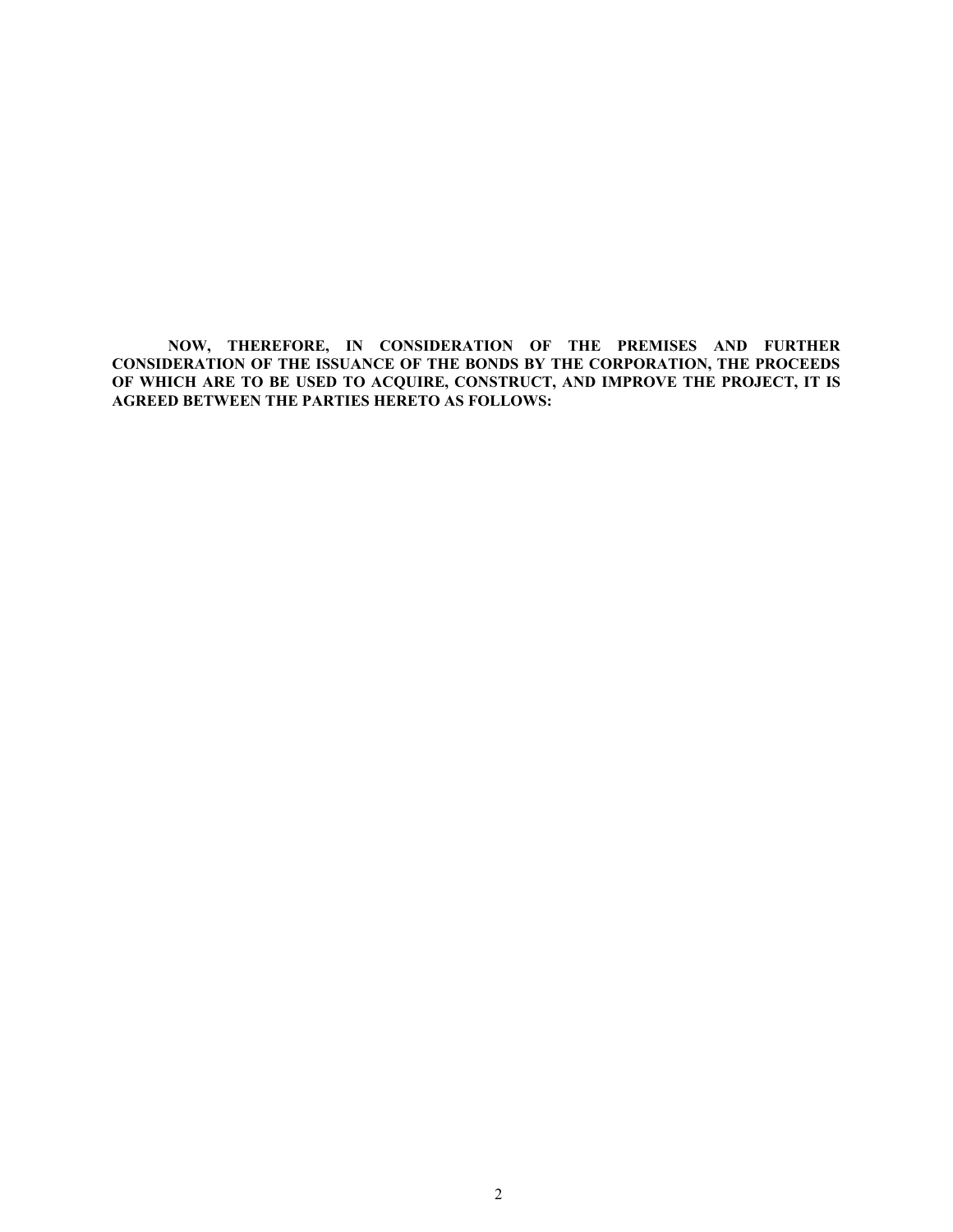**NOW, THEREFORE, IN CONSIDERATION OF THE PREMISES AND FURTHER CONSIDERATION OF THE ISSUANCE OF THE BONDS BY THE CORPORATION, THE PROCEEDS OF WHICH ARE TO BE USED TO ACQUIRE, CONSTRUCT, AND IMPROVE THE PROJECT, IT IS AGREED BETWEEN THE PARTIES HERETO AS FOLLOWS:**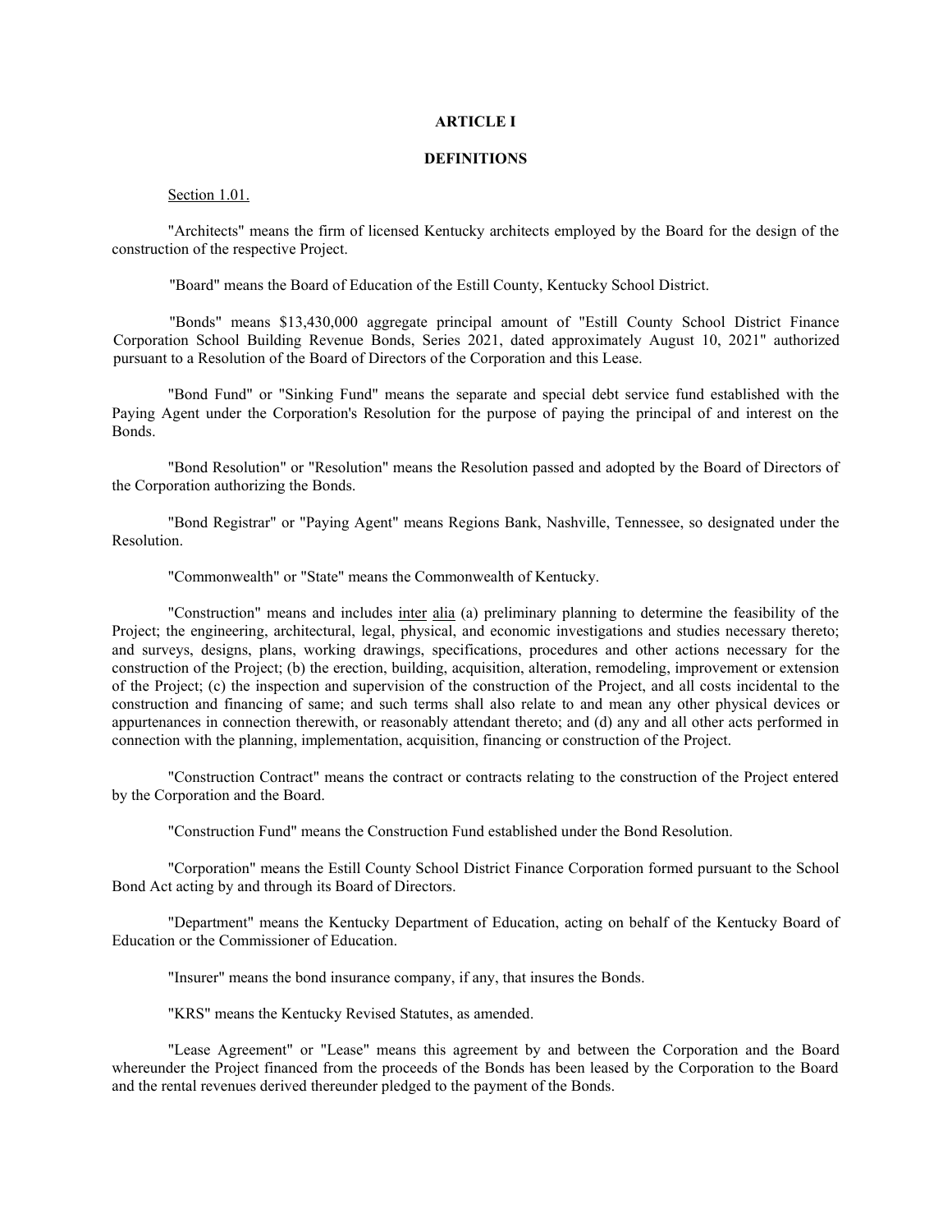# ARTICLE I

## DEFINITIONS

Section 1.01.

"Architects" means the firm of licensed Kentucky architects employed by the Board for the design of the construction of the respective Project.

"Board" means the Board of Education of the Estill County, Kentucky School District.

"Bonds" means $13,430,000 aggregate principal amount of "Estill County School District Finance Corporation School Building Revenue Bonds, Series 2021, dated approximately August 10, 2021" authorized pursuant to a Resolution of the Board of Directors of the Corporation and this Lease.

"Bond Fund" or "Sinking Fund" means the separate and special debt service fund established with the Paying Agent under the Corporation's Resolution for the purpose of paying the principal of and interest on the Bonds.

"Bond Resolution" or "Resolution" means the Resolution passed and adopted by the Board of Directors of the Corporation authorizing the Bonds.

"Bond Registrar" or "Paying Agent" means Regions Bank, Nashville, Tennessee, so designated under the Resolution.

"Commonwealth" or "State" means the Commonwealth of Kentucky.

"Construction" means and includes inter alia (a) preliminary planning to determine the feasibility of the Project; the engineering, architectural, legal, physical, and economic investigations and studies necessary thereto; and surveys, designs, plans, working drawings, specifications, procedures and other actions necessary for the construction of the Project; (b) the erection, building, acquisition, alteration, remodeling, improvement or extension of the Project; (c) the inspection and supervision of the construction of the Project, and all costs incidental to the construction and financing of same; and such terms shall also relate to and mean any other physical devices or appurtenances in connection therewith, or reasonably attendant thereto; and (d) any and all other acts performed in connection with the planning, implementation, acquisition, financing or construction of the Project.

"Construction Contract" means the contract or contracts relating to the construction of the Project entered by the Corporation and the Board.

"Construction Fund" means the Construction Fund established under the Bond Resolution.

"Corporation" means the Estill County School District Finance Corporation formed pursuant to the School Bond Act acting by and through its Board of Directors.

"Department" means the Kentucky Department of Education, acting on behalf of the Kentucky Board of Education or the Commissioner of Education.

"Insurer" means the bond insurance company, if any, that insures the Bonds.

"KRS" means the Kentucky Revised Statutes, as amended.

"Lease Agreement" or "Lease" means this agreement by and between the Corporation and the Board whereunder the Project financed from the proceeds of the Bonds has been leased by the Corporation to the Board and the rental revenues derived thereunder pledged to the payment of the Bonds.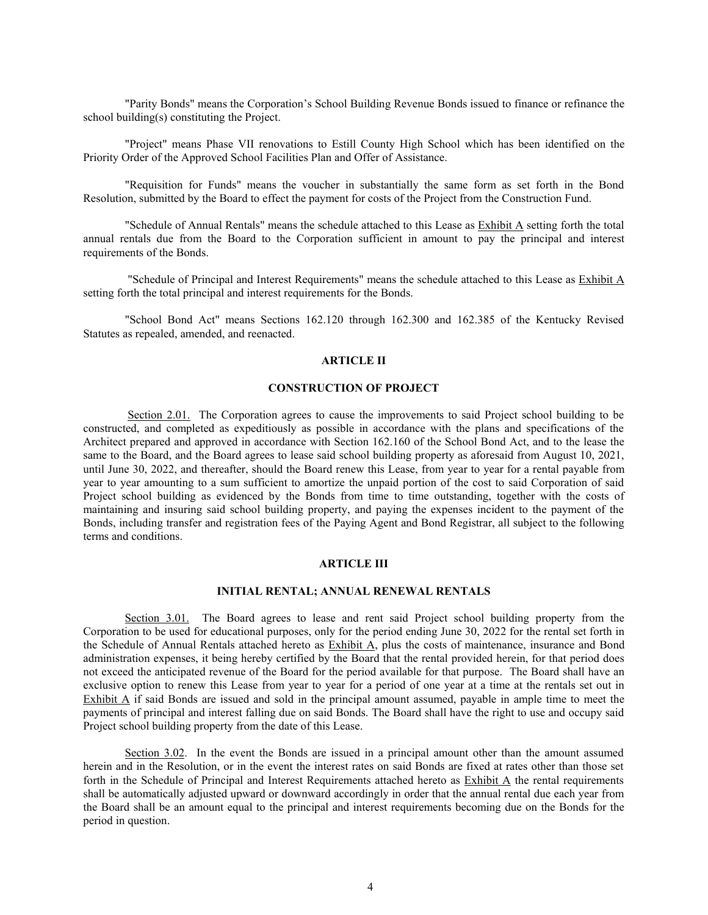"Parity Bonds" means the Corporation's School Building Revenue Bonds issued to finance or refinance the school building(s) constituting the Project.

"Project" means Phase VII renovations to Estill County High School which has been identified on the Priority Order of the Approved School Facilities Plan and Offer of Assistance.

"Requisition for Funds" means the voucher in substantially the same form as set forth in the Bond Resolution, submitted by the Board to effect the payment for costs of the Project from the Construction Fund.

"Schedule of Annual Rentals" means the schedule attached to this Lease as Exhibit A setting forth the total annual rentals due from the Board to the Corporation sufficient in amount to pay the principal and interest requirements of the Bonds.

"Schedule of Principal and Interest Requirements" means the schedule attached to this Lease as Exhibit A setting forth the total principal and interest requirements for the Bonds.

"School Bond Act" means Sections 162.120 through 162.300 and 162.385 of the Kentucky Revised Statutes as repealed, amended, and reenacted.

## ARTICLE II

## CONSTRUCTION OF PROJECT

Section 2.01. The Corporation agrees to cause the improvements to said Project school building to be constructed, and completed as expeditiously as possible in accordance with the plans and specifications of the Architect prepared and approved in accordance with Section 162.160 of the School Bond Act, and to the lease the same to the Board, and the Board agrees to lease said school building property as aforesaid from August 10, 2021, until June 30, 2022, and thereafter, should the Board renew this Lease, from year to year for a rental payable from year to year amounting to a sum sufficient to amortize the unpaid portion of the cost to said Corporation of said Project school building as evidenced by the Bonds from time to time outstanding, together with the costs of maintaining and insuring said school building property, and paying the expenses incident to the payment of the Bonds, including transfer and registration fees of the Paying Agent and Bond Registrar, all subject to the following terms and conditions.

## ARTICLE III

## INITIAL RENTAL; ANNUAL RENEWAL RENTALS

Section 3.01. The Board agrees to lease and rent said Project school building property from the Corporation to be used for educational purposes, only for the period ending June 30, 2022 for the rental set forth in the Schedule of Annual Rentals attached hereto as Exhibit A, plus the costs of maintenance, insurance and Bond administration expenses, it being hereby certified by the Board that the rental provided herein, for that period does not exceed the anticipated revenue of the Board for the period available for that purpose. The Board shall have an exclusive option to renew this Lease from year to year for a period of one year at a time at the rentals set out in Exhibit A if said Bonds are issued and sold in the principal amount assumed, payable in ample time to meet the payments of principal and interest falling due on said Bonds. The Board shall have the right to use and occupy said Project school building property from the date of this Lease.

Section 3.02. In the event the Bonds are issued in a principal amount other than the amount assumed herein and in the Resolution, or in the event the interest rates on said Bonds are fixed at rates other than those set forth in the Schedule of Principal and Interest Requirements attached hereto as Exhibit A the rental requirements shall be automatically adjusted upward or downward accordingly in order that the annual rental due each year from the Board shall be an amount equal to the principal and interest requirements becoming due on the Bonds for the period in question.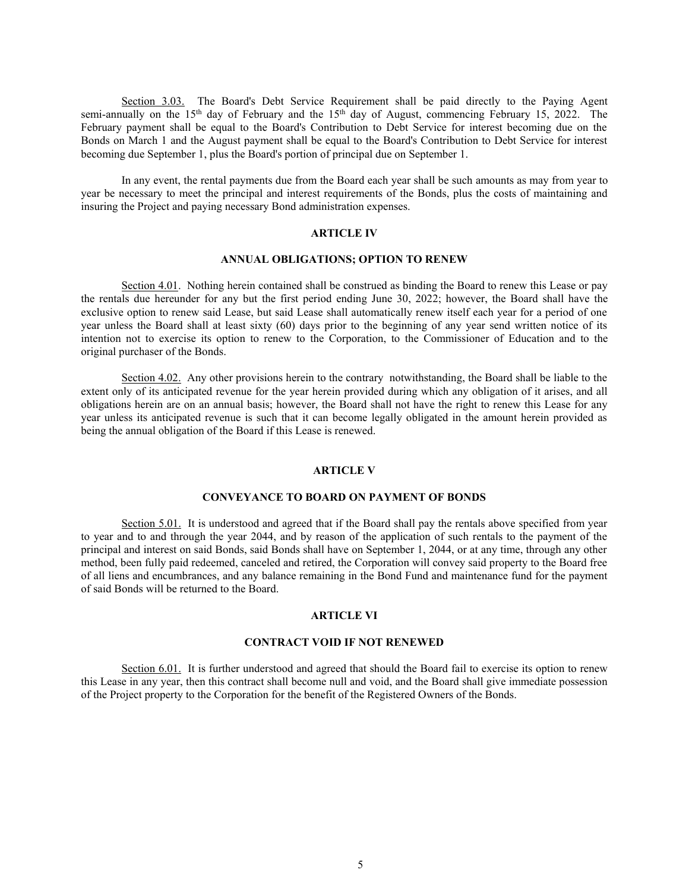Section 3.03. The Board's Debt Service Requirement shall be paid directly to the Paying Agent semi-annually on the 15th day of February and the 15th day of August, commencing February 15, 2022. The February payment shall be equal to the Board's Contribution to Debt Service for interest becoming due on the Bonds on March 1 and the August payment shall be equal to the Board's Contribution to Debt Service for interest becoming due September 1, plus the Board's portion of principal due on September 1.

In any event, the rental payments due from the Board each year shall be such amounts as may from year to year be necessary to meet the principal and interest requirements of the Bonds, plus the costs of maintaining and insuring the Project and paying necessary Bond administration expenses.

## ARTICLE IV

## ANNUAL OBLIGATIONS; OPTION TO RENEW

Section 4.01. Nothing herein contained shall be construed as binding the Board to renew this Lease or pay the rentals due hereunder for any but the first period ending June 30, 2022; however, the Board shall have the exclusive option to renew said Lease, but said Lease shall automatically renew itself each year for a period of one year unless the Board shall at least sixty (60) days prior to the beginning of any year send written notice of its intention not to exercise its option to renew to the Corporation, to the Commissioner of Education and to the original purchaser of the Bonds.

Section 4.02. Any other provisions herein to the contrary notwithstanding, the Board shall be liable to the extent only of its anticipated revenue for the year herein provided during which any obligation of it arises, and all obligations herein are on an annual basis; however, the Board shall not have the right to renew this Lease for any year unless its anticipated revenue is such that it can become legally obligated in the amount herein provided as being the annual obligation of the Board if this Lease is renewed.

## ARTICLE V

## CONVEYANCE TO BOARD ON PAYMENT OF BONDS

Section 5.01. It is understood and agreed that if the Board shall pay the rentals above specified from year to year and to and through the year 2044, and by reason of the application of such rentals to the payment of the principal and interest on said Bonds, said Bonds shall have on September 1, 2044, or at any time, through any other method, been fully paid redeemed, canceled and retired, the Corporation will convey said property to the Board free of all liens and encumbrances, and any balance remaining in the Bond Fund and maintenance fund for the payment of said Bonds will be returned to the Board.

## ARTICLE VI

## CONTRACT VOID IF NOT RENEWED

Section 6.01. It is further understood and agreed that should the Board fail to exercise its option to renew this Lease in any year, then this contract shall become null and void, and the Board shall give immediate possession of the Project property to the Corporation for the benefit of the Registered Owners of the Bonds.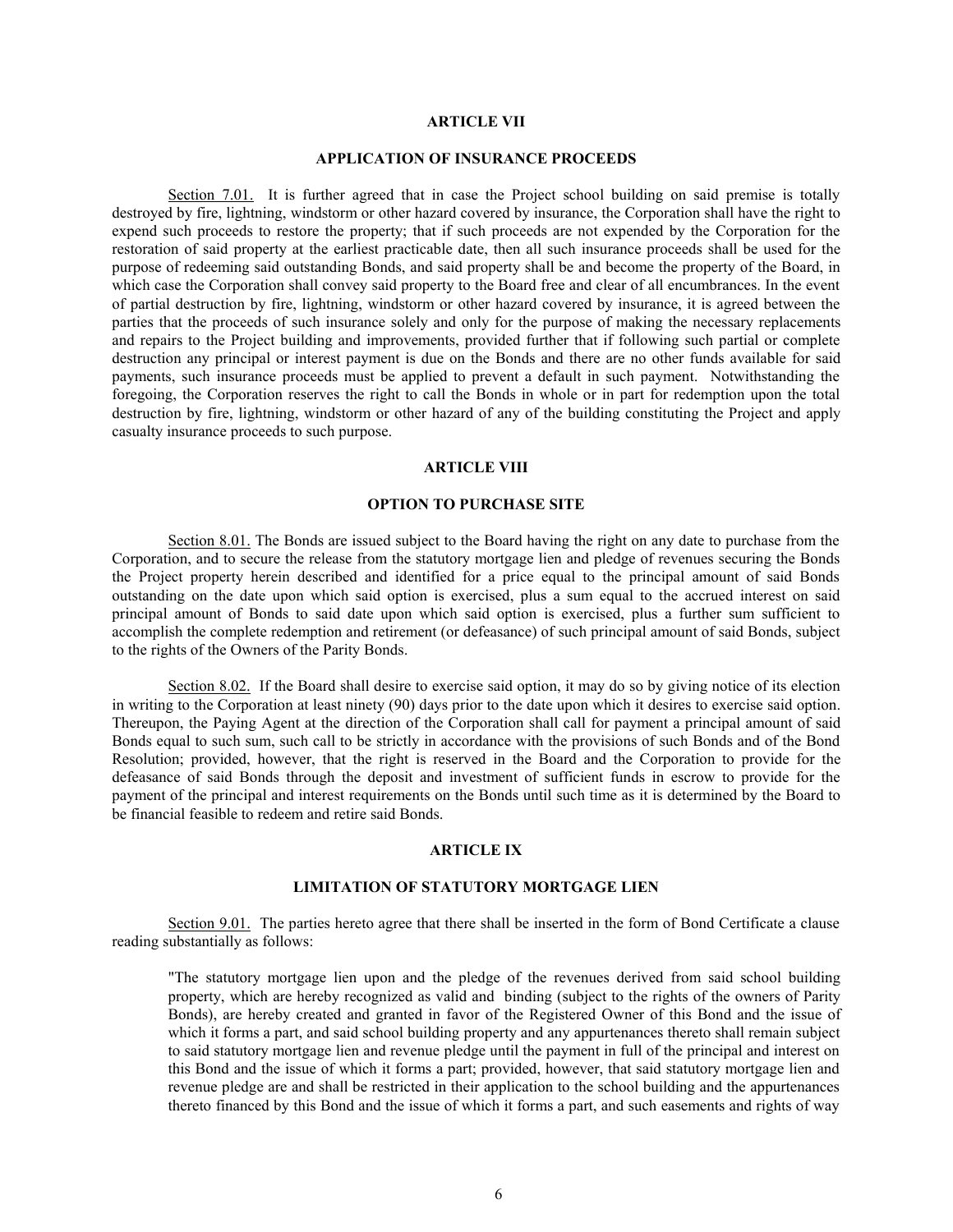## ARTICLE VII

## APPLICATION OF INSURANCE PROCEEDS

Section 7.01. It is further agreed that in case the Project school building on said premise is totally destroyed by fire, lightning, windstorm or other hazard covered by insurance, the Corporation shall have the right to expend such proceeds to restore the property; that if such proceeds are not expended by the Corporation for the restoration of said property at the earliest practicable date, then all such insurance proceeds shall be used for the purpose of redeeming said outstanding Bonds, and said property shall be and become the property of the Board, in which case the Corporation shall convey said property to the Board free and clear of all encumbrances. In the event of partial destruction by fire, lightning, windstorm or other hazard covered by insurance, it is agreed between the parties that the proceeds of such insurance solely and only for the purpose of making the necessary replacements and repairs to the Project building and improvements, provided further that if following such partial or complete destruction any principal or interest payment is due on the Bonds and there are no other funds available for said payments, such insurance proceeds must be applied to prevent a default in such payment. Notwithstanding the foregoing, the Corporation reserves the right to call the Bonds in whole or in part for redemption upon the total destruction by fire, lightning, windstorm or other hazard of any of the building constituting the Project and apply casualty insurance proceeds to such purpose.

## ARTICLE VIII

## OPTION TO PURCHASE SITE

Section 8.01. The Bonds are issued subject to the Board having the right on any date to purchase from the Corporation, and to secure the release from the statutory mortgage lien and pledge of revenues securing the Bonds the Project property herein described and identified for a price equal to the principal amount of said Bonds outstanding on the date upon which said option is exercised, plus a sum equal to the accrued interest on said principal amount of Bonds to said date upon which said option is exercised, plus a further sum sufficient to accomplish the complete redemption and retirement (or defeasance) of such principal amount of said Bonds, subject to the rights of the Owners of the Parity Bonds.

Section 8.02. If the Board shall desire to exercise said option, it may do so by giving notice of its election in writing to the Corporation at least ninety (90) days prior to the date upon which it desires to exercise said option. Thereupon, the Paying Agent at the direction of the Corporation shall call for payment a principal amount of said Bonds equal to such sum, such call to be strictly in accordance with the provisions of such Bonds and of the Bond Resolution; provided, however, that the right is reserved in the Board and the Corporation to provide for the defeasance of said Bonds through the deposit and investment of sufficient funds in escrow to provide for the payment of the principal and interest requirements on the Bonds until such time as it is determined by the Board to be financial feasible to redeem and retire said Bonds.

## ARTICLE IX

## LIMITATION OF STATUTORY MORTGAGE LIEN

Section 9.01. The parties hereto agree that there shall be inserted in the form of Bond Certificate a clause reading substantially as follows:

> "The statutory mortgage lien upon and the pledge of the revenues derived from said school building property, which are hereby recognized as valid and binding (subject to the rights of the owners of Parity Bonds), are hereby created and granted in favor of the Registered Owner of this Bond and the issue of which it forms a part, and said school building property and any appurtenances thereto shall remain subject to said statutory mortgage lien and revenue pledge until the payment in full of the principal and interest on this Bond and the issue of which it forms a part; provided, however, that said statutory mortgage lien and revenue pledge are and shall be restricted in their application to the school building and the appurtenances thereto financed by this Bond and the issue of which it forms a part, and such easements and rights of way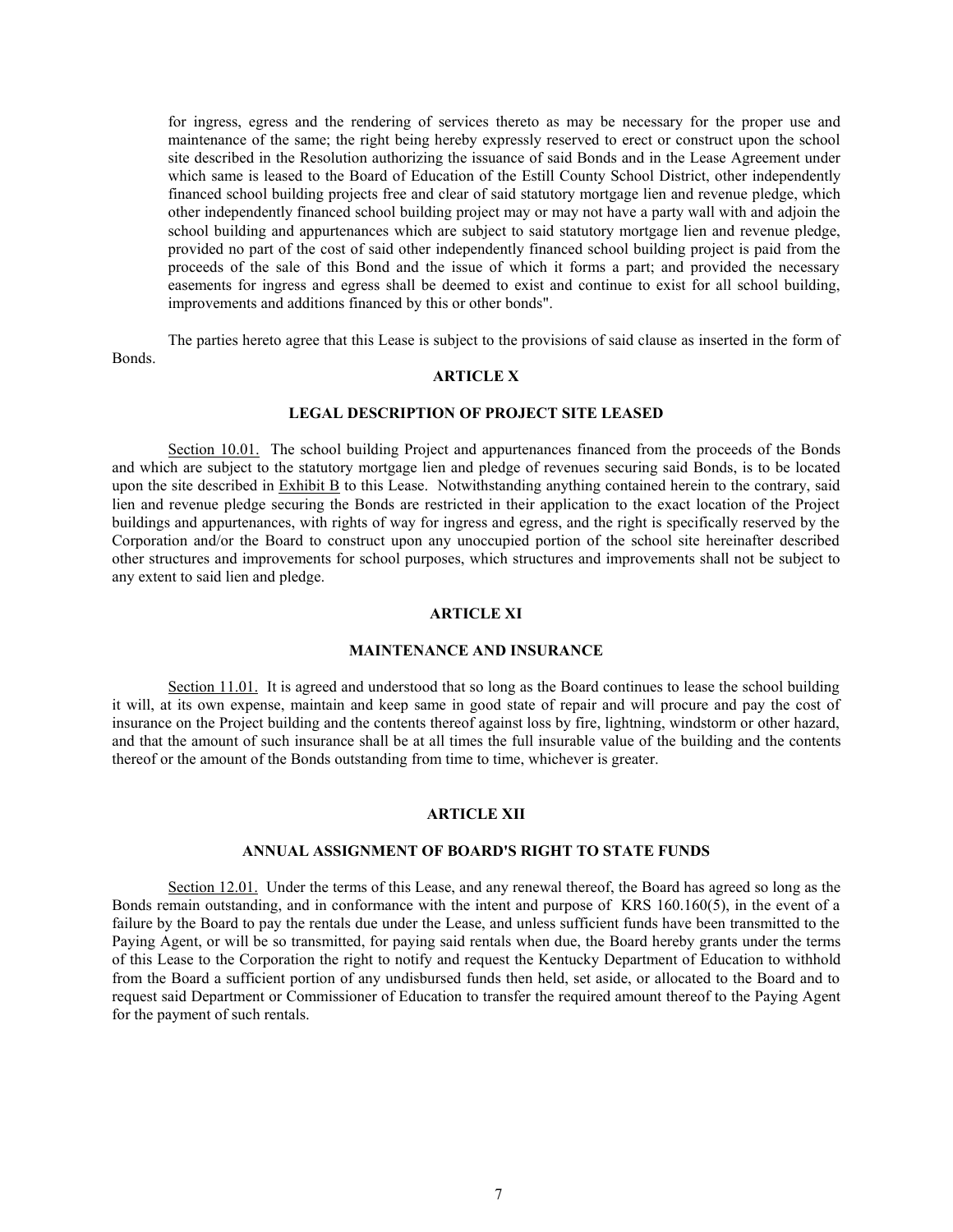for ingress, egress and the rendering of services thereto as may be necessary for the proper use and maintenance of the same; the right being hereby expressly reserved to erect or construct upon the school site described in the Resolution authorizing the issuance of said Bonds and in the Lease Agreement under which same is leased to the Board of Education of the Estill County School District, other independently financed school building projects free and clear of said statutory mortgage lien and revenue pledge, which other independently financed school building project may or may not have a party wall with and adjoin the school building and appurtenances which are subject to said statutory mortgage lien and revenue pledge, provided no part of the cost of said other independently financed school building project is paid from the proceeds of the sale of this Bond and the issue of which it forms a part; and provided the necessary easements for ingress and egress shall be deemed to exist and continue to exist for all school building, improvements and additions financed by this or other bonds".

The parties hereto agree that this Lease is subject to the provisions of said clause as inserted in the form of Bonds.

## ARTICLE X

## LEGAL DESCRIPTION OF PROJECT SITE LEASED

Section 10.01. The school building Project and appurtenances financed from the proceeds of the Bonds and which are subject to the statutory mortgage lien and pledge of revenues securing said Bonds, is to be located upon the site described in Exhibit B to this Lease. Notwithstanding anything contained herein to the contrary, said lien and revenue pledge securing the Bonds are restricted in their application to the exact location of the Project buildings and appurtenances, with rights of way for ingress and egress, and the right is specifically reserved by the Corporation and/or the Board to construct upon any unoccupied portion of the school site hereinafter described other structures and improvements for school purposes, which structures and improvements shall not be subject to any extent to said lien and pledge.

## ARTICLE XI

## MAINTENANCE AND INSURANCE

Section 11.01. It is agreed and understood that so long as the Board continues to lease the school building it will, at its own expense, maintain and keep same in good state of repair and will procure and pay the cost of insurance on the Project building and the contents thereof against loss by fire, lightning, windstorm or other hazard, and that the amount of such insurance shall be at all times the full insurable value of the building and the contents thereof or the amount of the Bonds outstanding from time to time, whichever is greater.

## ARTICLE XII

## ANNUAL ASSIGNMENT OF BOARD'S RIGHT TO STATE FUNDS

Section 12.01. Under the terms of this Lease, and any renewal thereof, the Board has agreed so long as the Bonds remain outstanding, and in conformance with the intent and purpose of KRS 160.160(5), in the event of a failure by the Board to pay the rentals due under the Lease, and unless sufficient funds have been transmitted to the Paying Agent, or will be so transmitted, for paying said rentals when due, the Board hereby grants under the terms of this Lease to the Corporation the right to notify and request the Kentucky Department of Education to withhold from the Board a sufficient portion of any undisbursed funds then held, set aside, or allocated to the Board and to request said Department or Commissioner of Education to transfer the required amount thereof to the Paying Agent for the payment of such rentals.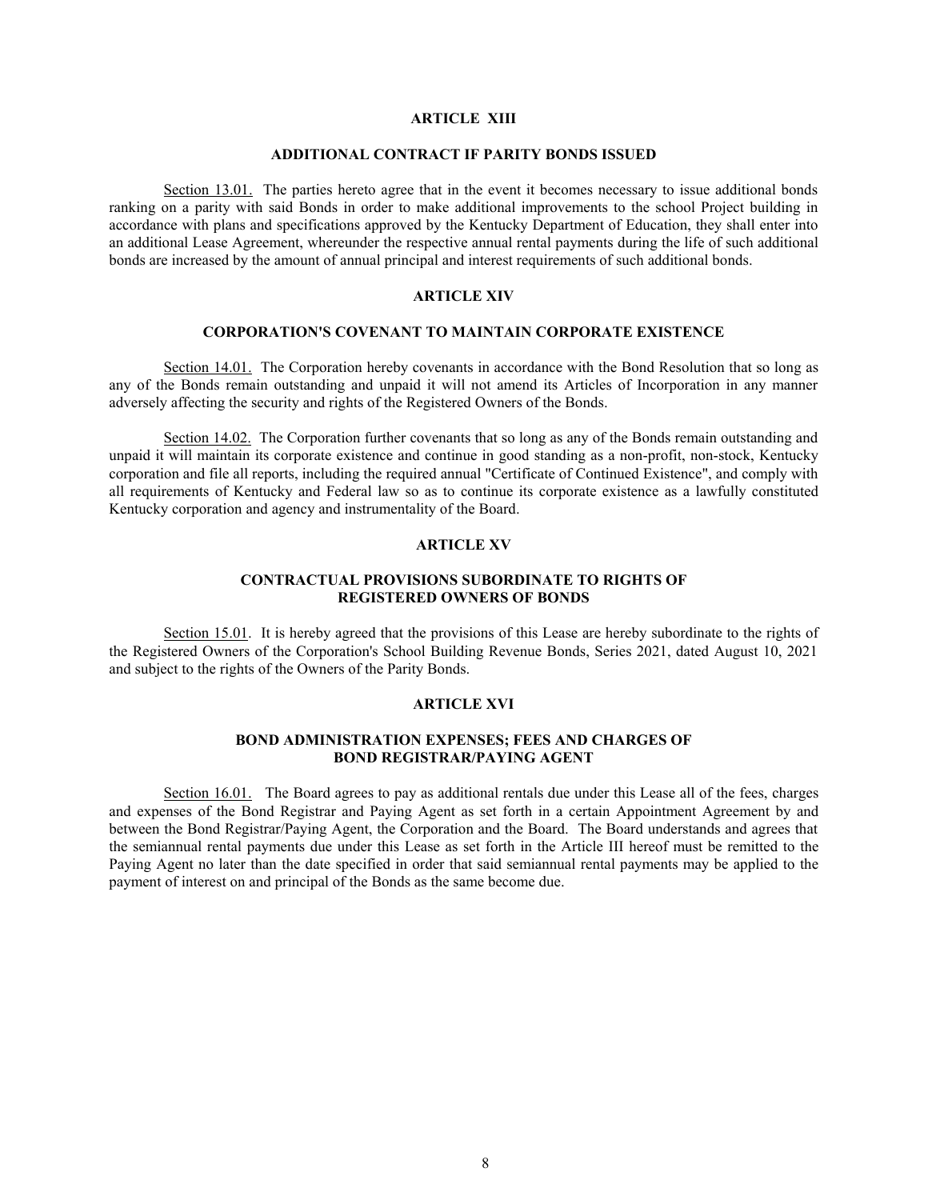## ARTICLE XIII

### ADDITIONAL CONTRACT IF PARITY BONDS ISSUED

Section 13.01. The parties hereto agree that in the event it becomes necessary to issue additional bonds ranking on a parity with said Bonds in order to make additional improvements to the school Project building in accordance with plans and specifications approved by the Kentucky Department of Education, they shall enter into an additional Lease Agreement, whereunder the respective annual rental payments during the life of such additional bonds are increased by the amount of annual principal and interest requirements of such additional bonds.

## ARTICLE XIV

### CORPORATION'S COVENANT TO MAINTAIN CORPORATE EXISTENCE

Section 14.01. The Corporation hereby covenants in accordance with the Bond Resolution that so long as any of the Bonds remain outstanding and unpaid it will not amend its Articles of Incorporation in any manner adversely affecting the security and rights of the Registered Owners of the Bonds.

Section 14.02. The Corporation further covenants that so long as any of the Bonds remain outstanding and unpaid it will maintain its corporate existence and continue in good standing as a non-profit, non-stock, Kentucky corporation and file all reports, including the required annual "Certificate of Continued Existence", and comply with all requirements of Kentucky and Federal law so as to continue its corporate existence as a lawfully constituted Kentucky corporation and agency and instrumentality of the Board.

## ARTICLE XV

### CONTRACTUAL PROVISIONS SUBORDINATE TO RIGHTS OF REGISTERED OWNERS OF BONDS

Section 15.01. It is hereby agreed that the provisions of this Lease are hereby subordinate to the rights of the Registered Owners of the Corporation's School Building Revenue Bonds, Series 2021, dated August 10, 2021 and subject to the rights of the Owners of the Parity Bonds.

## ARTICLE XVI

### BOND ADMINISTRATION EXPENSES; FEES AND CHARGES OF BOND REGISTRAR/PAYING AGENT

Section 16.01. The Board agrees to pay as additional rentals due under this Lease all of the fees, charges and expenses of the Bond Registrar and Paying Agent as set forth in a certain Appointment Agreement by and between the Bond Registrar/Paying Agent, the Corporation and the Board. The Board understands and agrees that the semiannual rental payments due under this Lease as set forth in the Article III hereof must be remitted to the Paying Agent no later than the date specified in order that said semiannual rental payments may be applied to the payment of interest on and principal of the Bonds as the same become due.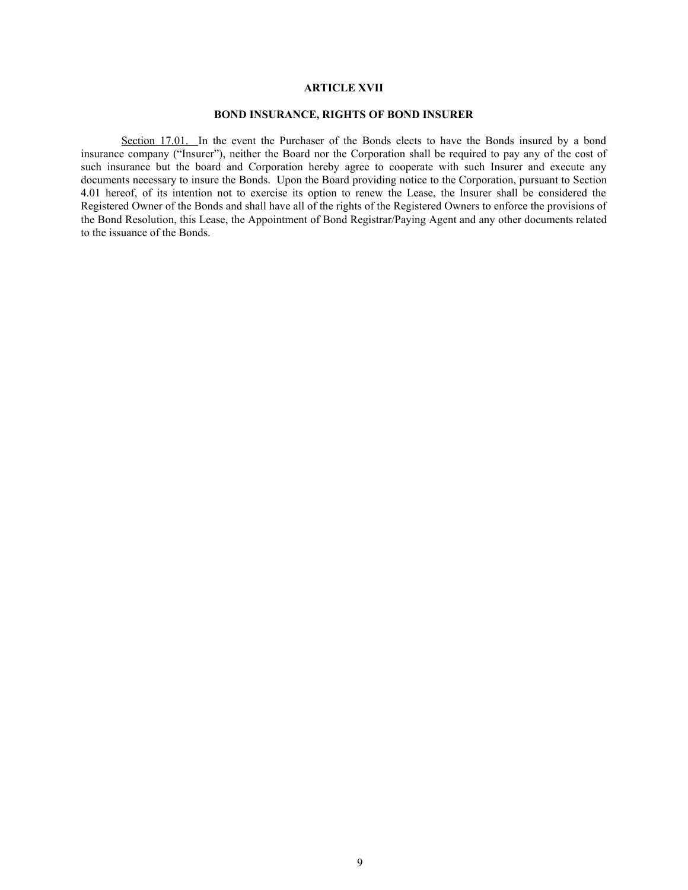## ARTICLE XVII

## BOND INSURANCE, RIGHTS OF BOND INSURER

Section 17.01. In the event the Purchaser of the Bonds elects to have the Bonds insured by a bond insurance company ("Insurer"), neither the Board nor the Corporation shall be required to pay any of the cost of such insurance but the board and Corporation hereby agree to cooperate with such Insurer and execute any documents necessary to insure the Bonds. Upon the Board providing notice to the Corporation, pursuant to Section 4.01 hereof, of its intention not to exercise its option to renew the Lease, the Insurer shall be considered the Registered Owner of the Bonds and shall have all of the rights of the Registered Owners to enforce the provisions of the Bond Resolution, this Lease, the Appointment of Bond Registrar/Paying Agent and any other documents related to the issuance of the Bonds.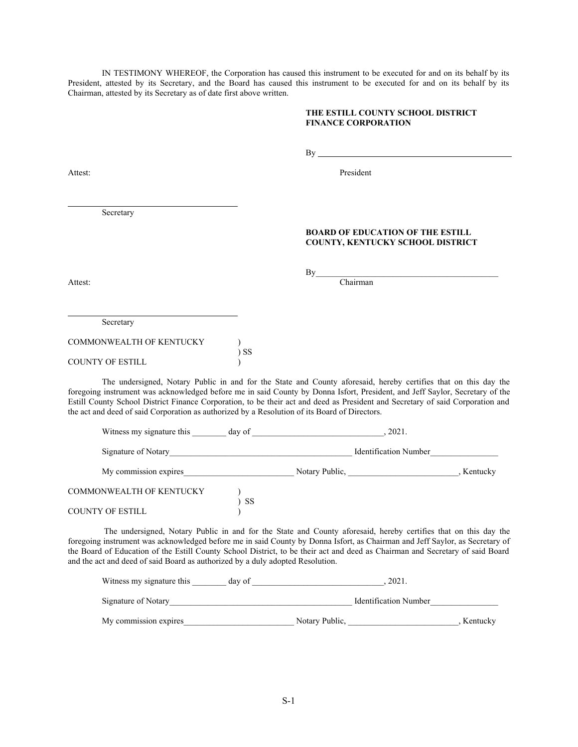IN TESTIMONY WHEREOF, the Corporation has caused this instrument to be executed for and on its behalf by its President, attested by its Secretary, and the Board has caused this instrument to be executed for and on its behalf by its Chairman, attested by its Secretary as of date first above written.

**THE ESTILL COUNTY SCHOOL DISTRICT FINANCE CORPORATION**

By ______________________________________________

President

Attest:

____________________________________
Secretary

**BOARD OF EDUCATION OF THE ESTILL COUNTY, KENTUCKY SCHOOL DISTRICT**

By____________________________________________
Chairman

Attest:

____________________________________
Secretary

COMMONWEALTH OF KENTUCKY )
) SS
COUNTY OF ESTILL )

The undersigned, Notary Public in and for the State and County aforesaid, hereby certifies that on this day the foregoing instrument was acknowledged before me in said County by Donna Isfort, President, and Jeff Saylor, Secretary of the Estill County School District Finance Corporation, to be their act and deed as President and Secretary of said Corporation and the act and deed of said Corporation as authorized by a Resolution of its Board of Directors.

Witness my signature this ________ day of ______________________________, 2021.

Signature of Notary___________________________________________ Identification Number________________

My commission expires_________________________ Notary Public, _________________________, Kentucky

COMMONWEALTH OF KENTUCKY )
) SS
COUNTY OF ESTILL )

The undersigned, Notary Public in and for the State and County aforesaid, hereby certifies that on this day the foregoing instrument was acknowledged before me in said County by Donna Isfort, as Chairman and Jeff Saylor, as Secretary of the Board of Education of the Estill County School District, to be their act and deed as Chairman and Secretary of said Board and the act and deed of said Board as authorized by a duly adopted Resolution.

Witness my signature this ________ day of ______________________________, 2021.

Signature of Notary___________________________________________ Identification Number________________

My commission expires_________________________ Notary Public, _________________________, Kentucky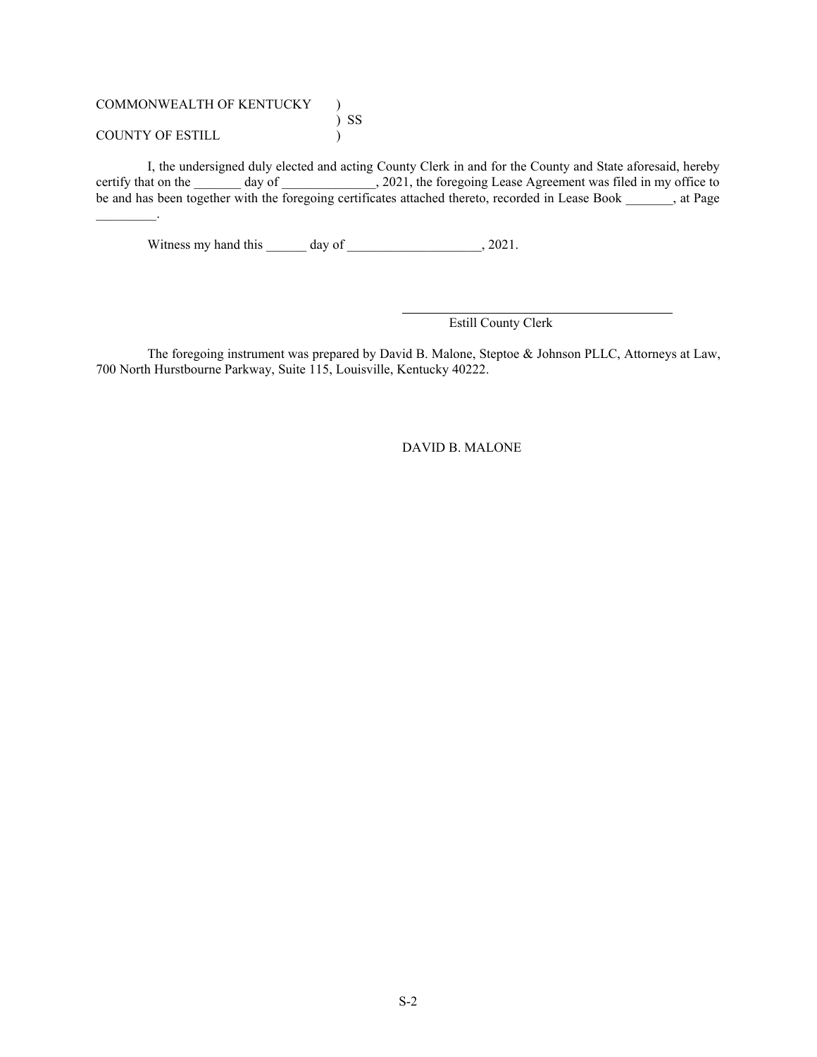COMMONWEALTH OF KENTUCKY )
) SS
COUNTY OF ESTILL )

I, the undersigned duly elected and acting County Clerk in and for the County and State aforesaid, hereby certify that on the _______ day of ______________, 2021, the foregoing Lease Agreement was filed in my office to be and has been together with the foregoing certificates attached thereto, recorded in Lease Book _______, at Page _________.

Witness my hand this ______ day of ____________________, 2021.

_________________________________________
Estill County Clerk

The foregoing instrument was prepared by David B. Malone, Steptoe & Johnson PLLC, Attorneys at Law, 700 North Hurstbourne Parkway, Suite 115, Louisville, Kentucky 40222.

DAVID B. MALONE